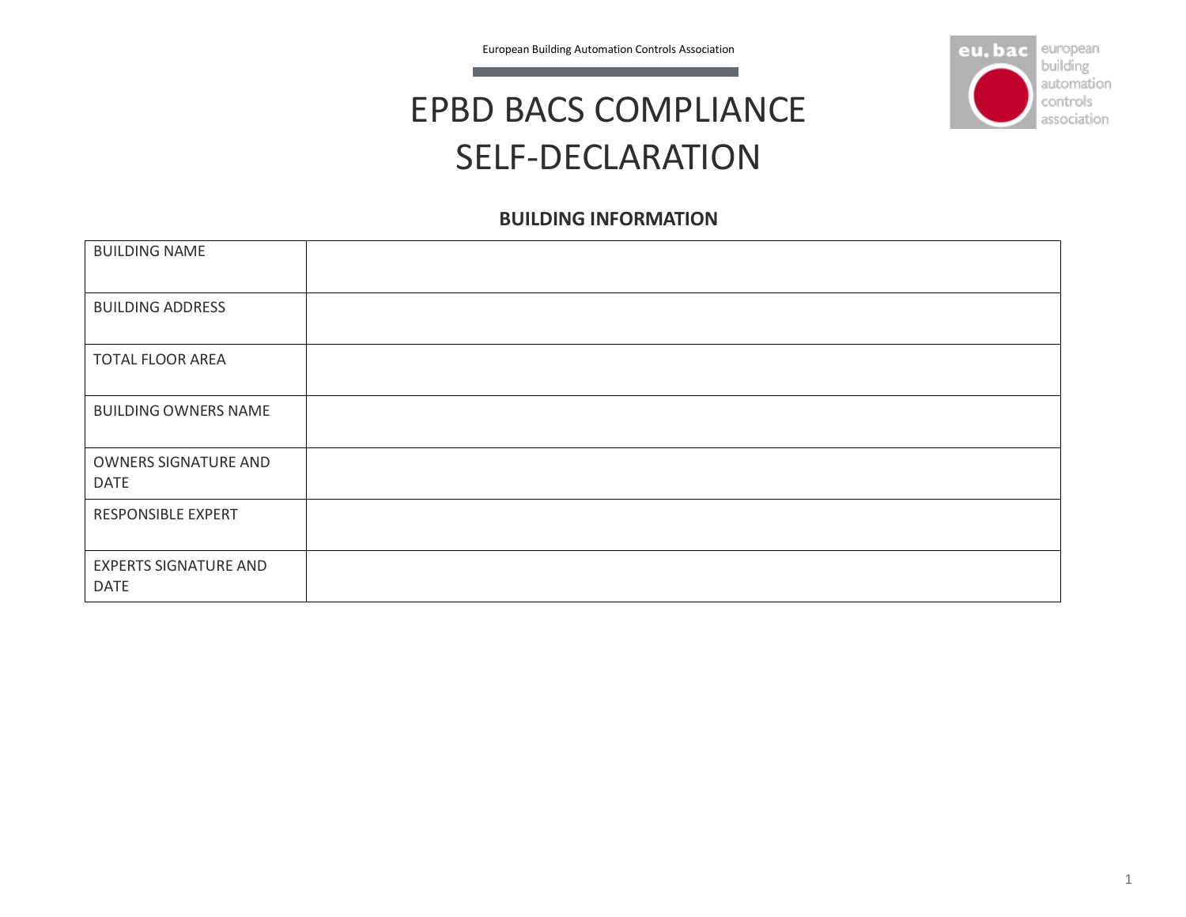European Building Automation Controls Association

# EPBD BACS COMPLIANCE SELF-DECLARATION

## BUILDING INFORMATION

| | |
|---|---|
| BUILDING NAME | |
| BUILDING ADDRESS | |
| TOTAL FLOOR AREA | |
| BUILDING OWNERS NAME | |
| OWNERS SIGNATURE AND DATE | |
| RESPONSIBLE EXPERT | |
| EXPERTS SIGNATURE AND DATE | |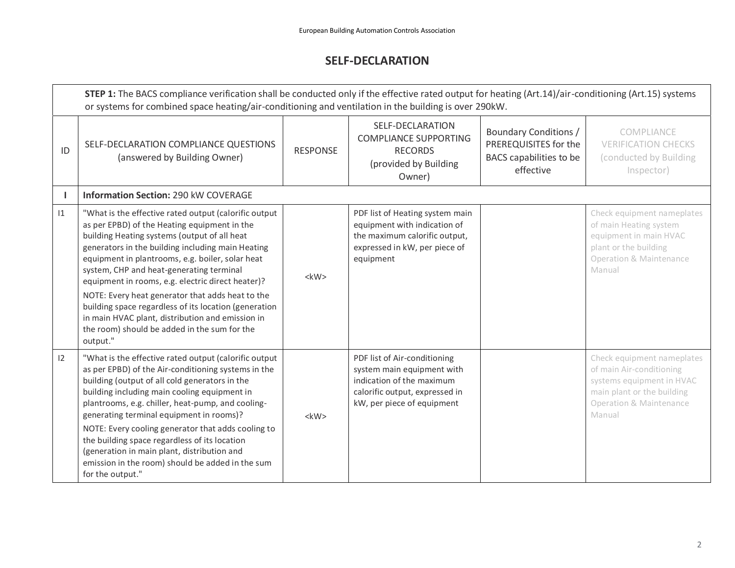## SELF-DECLARATION

| | **STEP 1:** The BACS compliance verification shall be conducted only if the effective rated output for heating (Art.14)/air-conditioning (Art.15) systems or systems for combined space heating/air-conditioning and ventilation in the building is over 290kW. | | | | |
|---|---|---|---|---|---|
| ID | SELF-DECLARATION COMPLIANCE QUESTIONS (answered by Building Owner) | RESPONSE | SELF-DECLARATION COMPLIANCE SUPPORTING RECORDS (provided by Building Owner) | Boundary Conditions / PREREQUISITES for the BACS capabilities to be effective | COMPLIANCE VERIFICATION CHECKS (conducted by Building Inspector) |
| **I** | **Information Section:** 290 kW COVERAGE | | | | |
| I1 | "What is the effective rated output (calorific output as per EPBD) of the Heating equipment in the building Heating systems (output of all heat generators in the building including main Heating equipment in plantrooms, e.g. boiler, solar heat system, CHP and heat-generating terminal equipment in rooms, e.g. electric direct heater)?<br>NOTE: Every heat generator that adds heat to the building space regardless of its location (generation in main HVAC plant, distribution and emission in the room) should be added in the sum for the output." | <kW> | PDF list of Heating system main equipment with indication of the maximum calorific output, expressed in kW, per piece of equipment | | Check equipment nameplates of main Heating system equipment in main HVAC plant or the building Operation & Maintenance Manual |
| I2 | "What is the effective rated output (calorific output as per EPBD) of the Air-conditioning systems in the building (output of all cold generators in the building including main cooling equipment in plantrooms, e.g. chiller, heat-pump, and cooling-generating terminal equipment in rooms)?<br>NOTE: Every cooling generator that adds cooling to the building space regardless of its location (generation in main plant, distribution and emission in the room) should be added in the sum for the output." | <kW> | PDF list of Air-conditioning system main equipment with indication of the maximum calorific output, expressed in kW, per piece of equipment | | Check equipment nameplates of main Air-conditioning systems equipment in HVAC main plant or the building Operation & Maintenance Manual |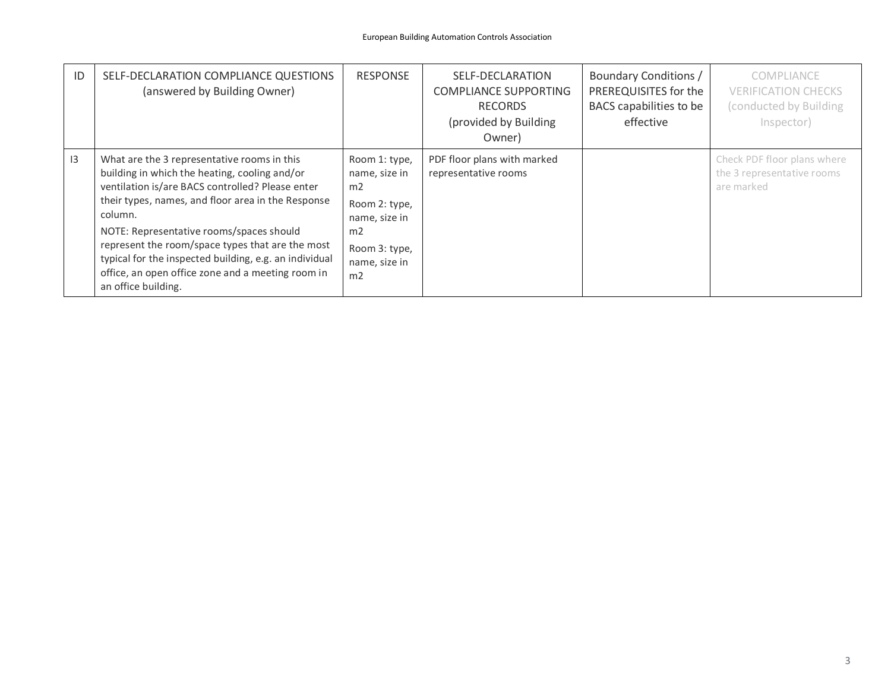| ID | SELF-DECLARATION COMPLIANCE QUESTIONS (answered by Building Owner) | RESPONSE | SELF-DECLARATION COMPLIANCE SUPPORTING RECORDS (provided by Building Owner) | Boundary Conditions / PREREQUISITES for the BACS capabilities to be effective | COMPLIANCE VERIFICATION CHECKS (conducted by Building Inspector) |
|---|---|---|---|---|---|
| I3 | What are the 3 representative rooms in this building in which the heating, cooling and/or ventilation is/are BACS controlled? Please enter their types, names, and floor area in the Response column.<br>NOTE: Representative rooms/spaces should represent the room/space types that are the most typical for the inspected building, e.g. an individual office, an open office zone and a meeting room in an office building. | Room 1: type, name, size in m2<br>Room 2: type, name, size in m2<br>Room 3: type, name, size in m2 | PDF floor plans with marked representative rooms | | Check PDF floor plans where the 3 representative rooms are marked |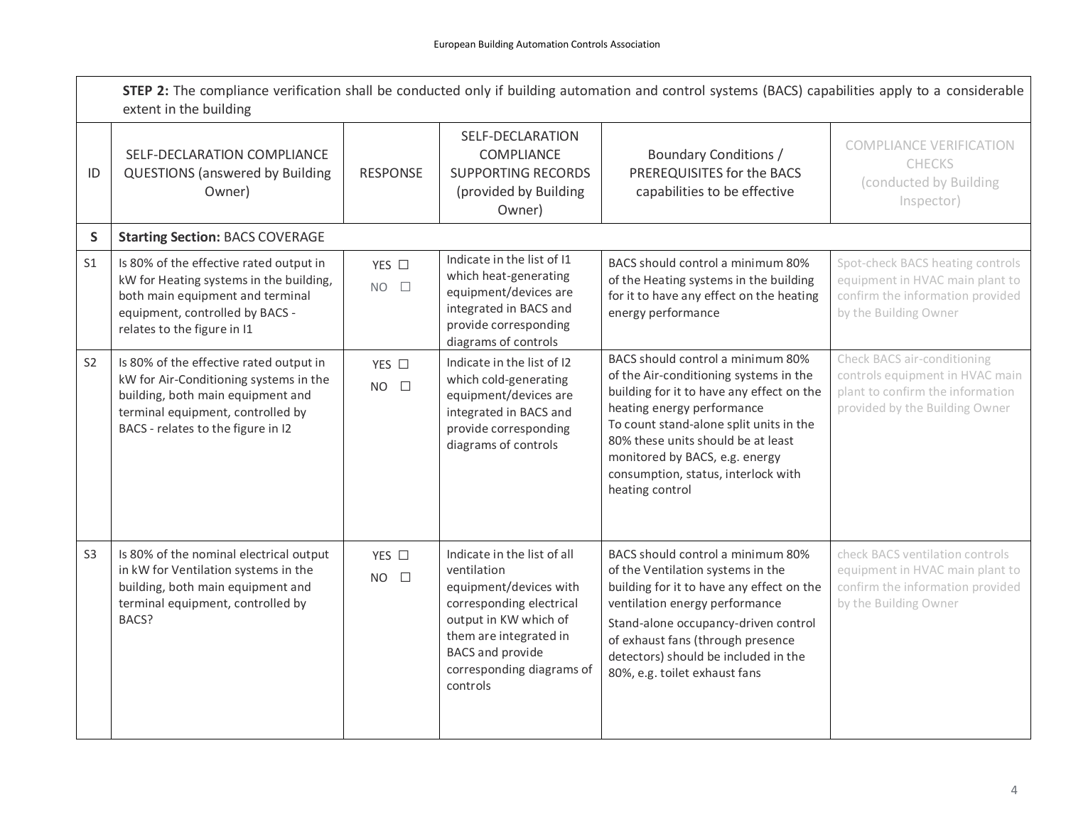| | **STEP 2:** The compliance verification shall be conducted only if building automation and control systems (BACS) capabilities apply to a considerable extent in the building | | | | |
|---|---|---|---|---|---|
| ID | SELF-DECLARATION COMPLIANCE QUESTIONS (answered by Building Owner) | RESPONSE | SELF-DECLARATION COMPLIANCE SUPPORTING RECORDS (provided by Building Owner) | Boundary Conditions / PREREQUISITES for the BACS capabilities to be effective | COMPLIANCE VERIFICATION CHECKS (conducted by Building Inspector) |
| **S** | **Starting Section:** BACS COVERAGE | | | | |
| S1 | Is 80% of the effective rated output in kW for Heating systems in the building, both main equipment and terminal equipment, controlled by BACS - relates to the figure in I1 | YES ☐<br>NO ☐ | Indicate in the list of I1 which heat-generating equipment/devices are integrated in BACS and provide corresponding diagrams of controls | BACS should control a minimum 80% of the Heating systems in the building for it to have any effect on the heating energy performance | Spot-check BACS heating controls equipment in HVAC main plant to confirm the information provided by the Building Owner |
| S2 | Is 80% of the effective rated output in kW for Air-Conditioning systems in the building, both main equipment and terminal equipment, controlled by BACS - relates to the figure in I2 | YES ☐<br>NO ☐ | Indicate in the list of I2 which cold-generating equipment/devices are integrated in BACS and provide corresponding diagrams of controls | BACS should control a minimum 80% of the Air-conditioning systems in the building for it to have any effect on the heating energy performance<br>To count stand-alone split units in the 80% these units should be at least monitored by BACS, e.g. energy consumption, status, interlock with heating control | Check BACS air-conditioning controls equipment in HVAC main plant to confirm the information provided by the Building Owner |
| S3 | Is 80% of the nominal electrical output in kW for Ventilation systems in the building, both main equipment and terminal equipment, controlled by BACS? | YES ☐<br>NO ☐ | Indicate in the list of all ventilation equipment/devices with corresponding electrical output in KW which of them are integrated in BACS and provide corresponding diagrams of controls | BACS should control a minimum 80% of the Ventilation systems in the building for it to have any effect on the ventilation energy performance<br>Stand-alone occupancy-driven control of exhaust fans (through presence detectors) should be included in the 80%, e.g. toilet exhaust fans | check BACS ventilation controls equipment in HVAC main plant to confirm the information provided by the Building Owner |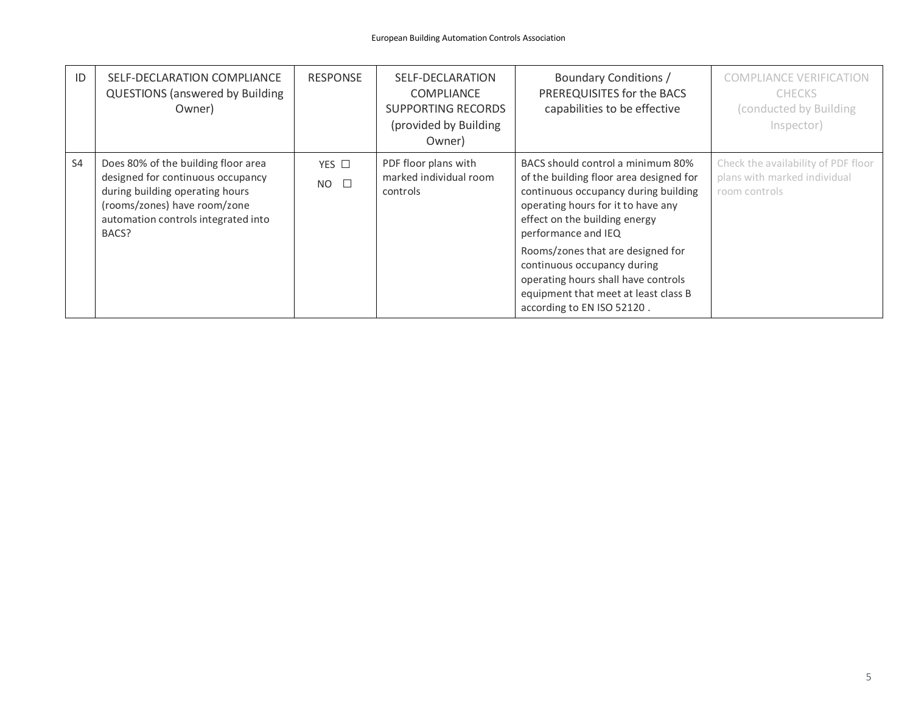| ID | SELF-DECLARATION COMPLIANCE QUESTIONS (answered by Building Owner) | RESPONSE | SELF-DECLARATION COMPLIANCE SUPPORTING RECORDS (provided by Building Owner) | Boundary Conditions / PREREQUISITES for the BACS capabilities to be effective | COMPLIANCE VERIFICATION CHECKS (conducted by Building Inspector) |
|---|---|---|---|---|---|
| S4 | Does 80% of the building floor area designed for continuous occupancy during building operating hours (rooms/zones) have room/zone automation controls integrated into BACS? | YES ☐<br>NO ☐ | PDF floor plans with marked individual room controls | BACS should control a minimum 80% of the building floor area designed for continuous occupancy during building operating hours for it to have any effect on the building energy performance and IEQ<br>Rooms/zones that are designed for continuous occupancy during operating hours shall have controls equipment that meet at least class B according to EN ISO 52120 . | Check the availability of PDF floor plans with marked individual room controls |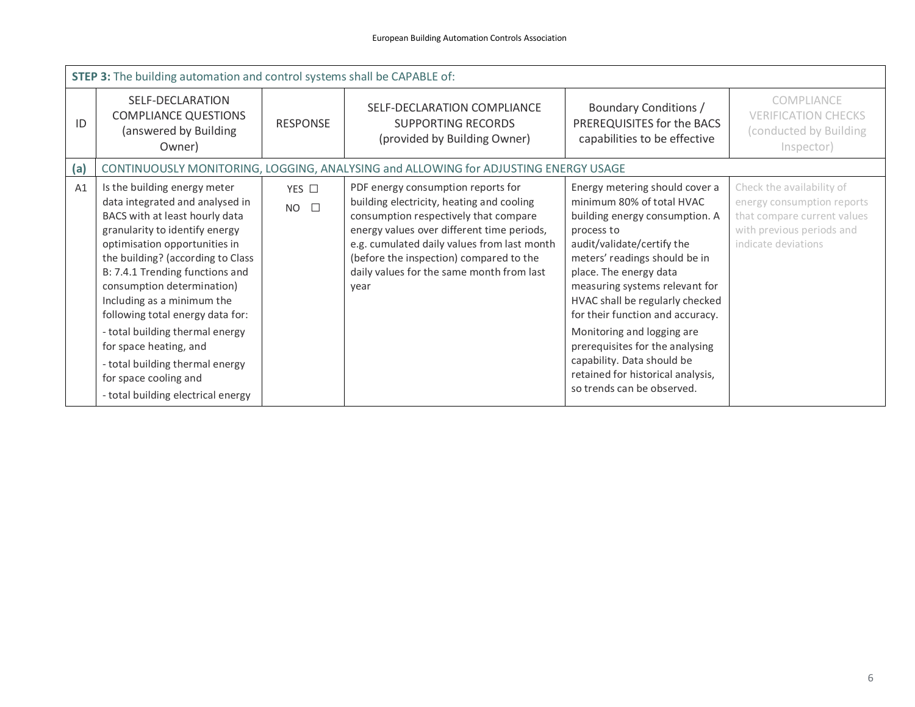| **STEP 3:** The building automation and control systems shall be CAPABLE of: | | | | | |
|---|---|---|---|---|---|
| ID | SELF-DECLARATION COMPLIANCE QUESTIONS (answered by Building Owner) | RESPONSE | SELF-DECLARATION COMPLIANCE SUPPORTING RECORDS (provided by Building Owner) | Boundary Conditions / PREREQUISITES for the BACS capabilities to be effective | COMPLIANCE VERIFICATION CHECKS (conducted by Building Inspector) |
| **(a)** | CONTINUOUSLY MONITORING, LOGGING, ANALYSING and ALLOWING for ADJUSTING ENERGY USAGE | | | | |
| A1 | Is the building energy meter data integrated and analysed in BACS with at least hourly data granularity to identify energy optimisation opportunities in the building? (according to Class B: 7.4.1 Trending functions and consumption determination) Including as a minimum the following total energy data for:<br>- total building thermal energy for space heating, and<br>- total building thermal energy for space cooling and<br>- total building electrical energy | YES ☐<br>NO ☐ | PDF energy consumption reports for building electricity, heating and cooling consumption respectively that compare energy values over different time periods, e.g. cumulated daily values from last month (before the inspection) compared to the daily values for the same month from last year | Energy metering should cover a minimum 80% of total HVAC building energy consumption. A process to audit/validate/certify the meters' readings should be in place. The energy data measuring systems relevant for HVAC shall be regularly checked for their function and accuracy.<br>Monitoring and logging are prerequisites for the analysing capability. Data should be retained for historical analysis, so trends can be observed. | Check the availability of energy consumption reports that compare current values with previous periods and indicate deviations |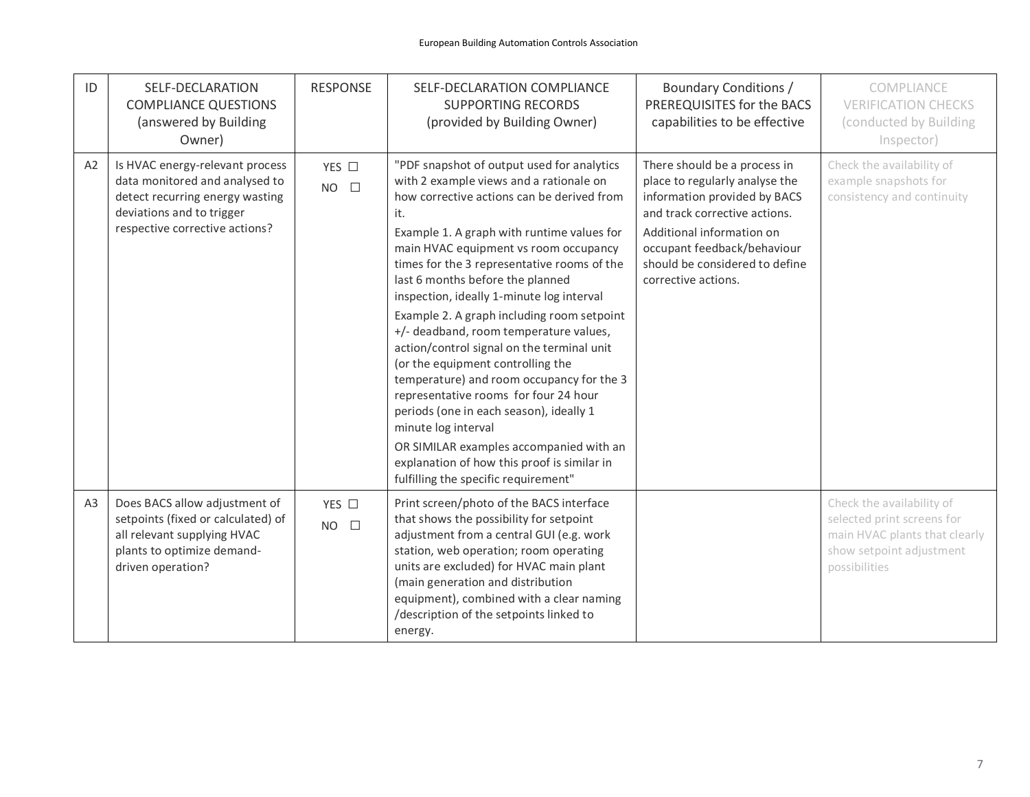| ID | SELF-DECLARATION COMPLIANCE QUESTIONS (answered by Building Owner) | RESPONSE | SELF-DECLARATION COMPLIANCE SUPPORTING RECORDS (provided by Building Owner) | Boundary Conditions / PREREQUISITES for the BACS capabilities to be effective | COMPLIANCE VERIFICATION CHECKS (conducted by Building Inspector) |
|---|---|---|---|---|---|
| A2 | Is HVAC energy-relevant process data monitored and analysed to detect recurring energy wasting deviations and to trigger respective corrective actions? | YES ☐<br>NO ☐ | "PDF snapshot of output used for analytics with 2 example views and a rationale on how corrective actions can be derived from it.<br>Example 1. A graph with runtime values for main HVAC equipment vs room occupancy times for the 3 representative rooms of the last 6 months before the planned inspection, ideally 1-minute log interval<br>Example 2. A graph including room setpoint +/- deadband, room temperature values, action/control signal on the terminal unit (or the equipment controlling the temperature) and room occupancy for the 3 representative rooms for four 24 hour periods (one in each season), ideally 1 minute log interval<br>OR SIMILAR examples accompanied with an explanation of how this proof is similar in fulfilling the specific requirement" | There should be a process in place to regularly analyse the information provided by BACS and track corrective actions.<br>Additional information on occupant feedback/behaviour should be considered to define corrective actions. | Check the availability of example snapshots for consistency and continuity |
| A3 | Does BACS allow adjustment of setpoints (fixed or calculated) of all relevant supplying HVAC plants to optimize demand-driven operation? | YES ☐<br>NO ☐ | Print screen/photo of the BACS interface that shows the possibility for setpoint adjustment from a central GUI (e.g. work station, web operation; room operating units are excluded) for HVAC main plant (main generation and distribution equipment), combined with a clear naming /description of the setpoints linked to energy. | | Check the availability of selected print screens for main HVAC plants that clearly show setpoint adjustment possibilities |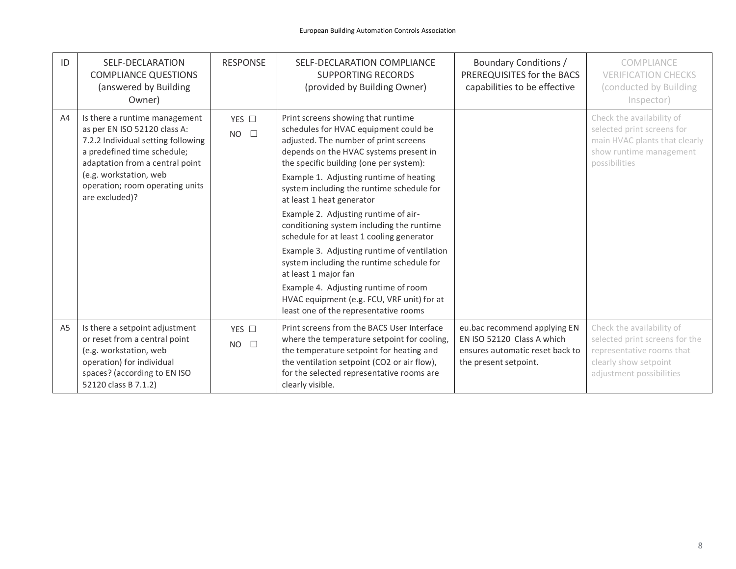| ID | SELF-DECLARATION COMPLIANCE QUESTIONS (answered by Building Owner) | RESPONSE | SELF-DECLARATION COMPLIANCE SUPPORTING RECORDS (provided by Building Owner) | Boundary Conditions / PREREQUISITES for the BACS capabilities to be effective | COMPLIANCE VERIFICATION CHECKS (conducted by Building Inspector) |
|---|---|---|---|---|---|
| A4 | Is there a runtime management as per EN ISO 52120 class A: 7.2.2 Individual setting following a predefined time schedule; adaptation from a central point (e.g. workstation, web operation; room operating units are excluded)? | YES ☐<br>NO ☐ | Print screens showing that runtime schedules for HVAC equipment could be adjusted. The number of print screens depends on the HVAC systems present in the specific building (one per system):<br>Example 1. Adjusting runtime of heating system including the runtime schedule for at least 1 heat generator<br>Example 2. Adjusting runtime of air-conditioning system including the runtime schedule for at least 1 cooling generator<br>Example 3. Adjusting runtime of ventilation system including the runtime schedule for at least 1 major fan<br>Example 4. Adjusting runtime of room HVAC equipment (e.g. FCU, VRF unit) for at least one of the representative rooms | | Check the availability of selected print screens for main HVAC plants that clearly show runtime management possibilities |
| A5 | Is there a setpoint adjustment or reset from a central point (e.g. workstation, web operation) for individual spaces? (according to EN ISO 52120 class B 7.1.2) | YES ☐<br>NO ☐ | Print screens from the BACS User Interface where the temperature setpoint for cooling, the temperature setpoint for heating and the ventilation setpoint ($CO_2$ or air flow), for the selected representative rooms are clearly visible. | eu.bac recommend applying EN EN ISO 52120 Class A which ensures automatic reset back to the present setpoint. | Check the availability of selected print screens for the representative rooms that clearly show setpoint adjustment possibilities |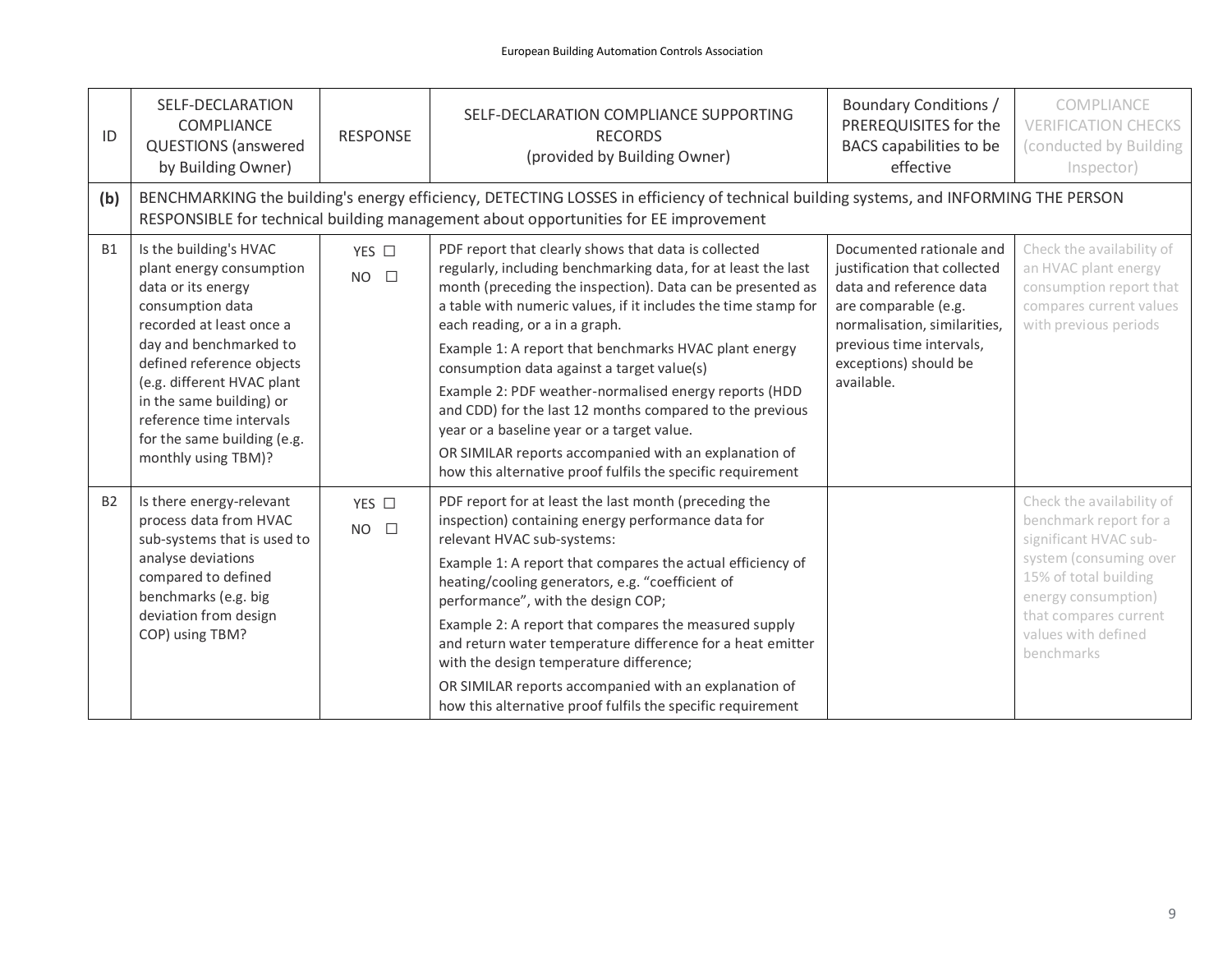| ID | SELF-DECLARATION COMPLIANCE QUESTIONS (answered by Building Owner) | RESPONSE | SELF-DECLARATION COMPLIANCE SUPPORTING RECORDS (provided by Building Owner) | Boundary Conditions / PREREQUISITES for the BACS capabilities to be effective | COMPLIANCE VERIFICATION CHECKS (conducted by Building Inspector) |
|---|---|---|---|---|---|
| **(b)** | BENCHMARKING the building's energy efficiency, DETECTING LOSSES in efficiency of technical building systems, and INFORMING THE PERSON RESPONSIBLE for technical building management about opportunities for EE improvement | | | | |
| B1 | Is the building's HVAC plant energy consumption data or its energy consumption data recorded at least once a day and benchmarked to defined reference objects (e.g. different HVAC plant in the same building) or reference time intervals for the same building (e.g. monthly using TBM)? | YES ☐<br>NO ☐ | PDF report that clearly shows that data is collected regularly, including benchmarking data, for at least the last month (preceding the inspection). Data can be presented as a table with numeric values, if it includes the time stamp for each reading, or a in a graph.<br>Example 1: A report that benchmarks HVAC plant energy consumption data against a target value(s)<br>Example 2: PDF weather-normalised energy reports (HDD and CDD) for the last 12 months compared to the previous year or a baseline year or a target value.<br>OR SIMILAR reports accompanied with an explanation of how this alternative proof fulfils the specific requirement | Documented rationale and justification that collected data and reference data are comparable (e.g. normalisation, similarities, previous time intervals, exceptions) should be available. | Check the availability of an HVAC plant energy consumption report that compares current values with previous periods |
| B2 | Is there energy-relevant process data from HVAC sub-systems that is used to analyse deviations compared to defined benchmarks (e.g. big deviation from design COP) using TBM? | YES ☐<br>NO ☐ | PDF report for at least the last month (preceding the inspection) containing energy performance data for relevant HVAC sub-systems:<br>Example 1: A report that compares the actual efficiency of heating/cooling generators, e.g. "coefficient of performance", with the design COP;<br>Example 2: A report that compares the measured supply and return water temperature difference for a heat emitter with the design temperature difference;<br>OR SIMILAR reports accompanied with an explanation of how this alternative proof fulfils the specific requirement | | Check the availability of benchmark report for a significant HVAC sub-system (consuming over 15% of total building energy consumption) that compares current values with defined benchmarks |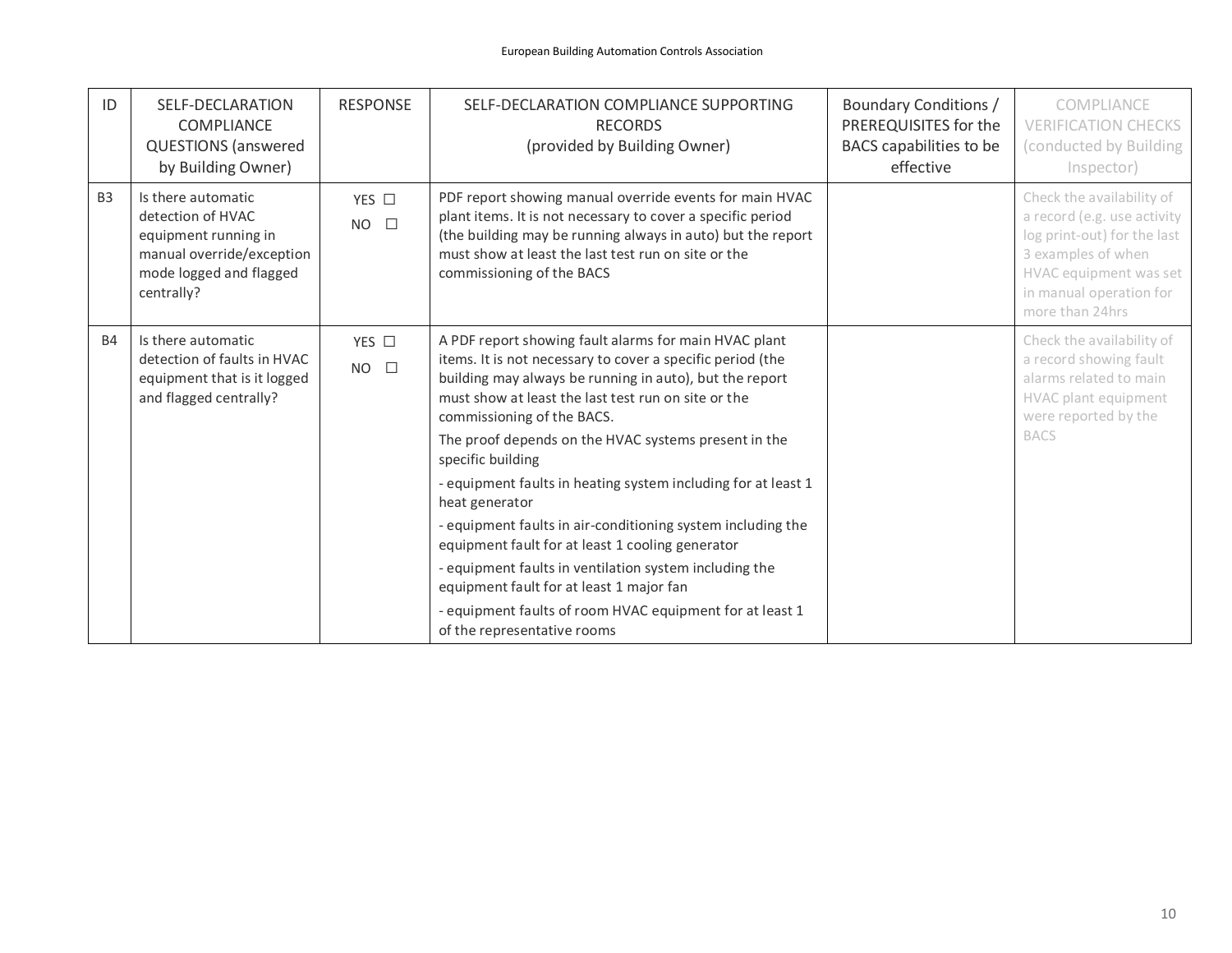| ID | SELF-DECLARATION COMPLIANCE QUESTIONS (answered by Building Owner) | RESPONSE | SELF-DECLARATION COMPLIANCE SUPPORTING RECORDS (provided by Building Owner) | Boundary Conditions / PREREQUISITES for the BACS capabilities to be effective | COMPLIANCE VERIFICATION CHECKS (conducted by Building Inspector) |
|---|---|---|---|---|---|
| B3 | Is there automatic detection of HVAC equipment running in manual override/exception mode logged and flagged centrally? | YES ☐ NO ☐ | PDF report showing manual override events for main HVAC plant items. It is not necessary to cover a specific period (the building may be running always in auto) but the report must show at least the last test run on site or the commissioning of the BACS | | Check the availability of a record (e.g. use activity log print-out) for the last 3 examples of when HVAC equipment was set in manual operation for more than 24hrs |
| B4 | Is there automatic detection of faults in HVAC equipment that is it logged and flagged centrally? | YES ☐ NO ☐ | A PDF report showing fault alarms for main HVAC plant items. It is not necessary to cover a specific period (the building may always be running in auto), but the report must show at least the last test run on site or the commissioning of the BACS.<br>The proof depends on the HVAC systems present in the specific building<br>- equipment faults in heating system including for at least 1 heat generator<br>- equipment faults in air-conditioning system including the equipment fault for at least 1 cooling generator<br>- equipment faults in ventilation system including the equipment fault for at least 1 major fan<br>- equipment faults of room HVAC equipment for at least 1 of the representative rooms | | Check the availability of a record showing fault alarms related to main HVAC plant equipment were reported by the BACS |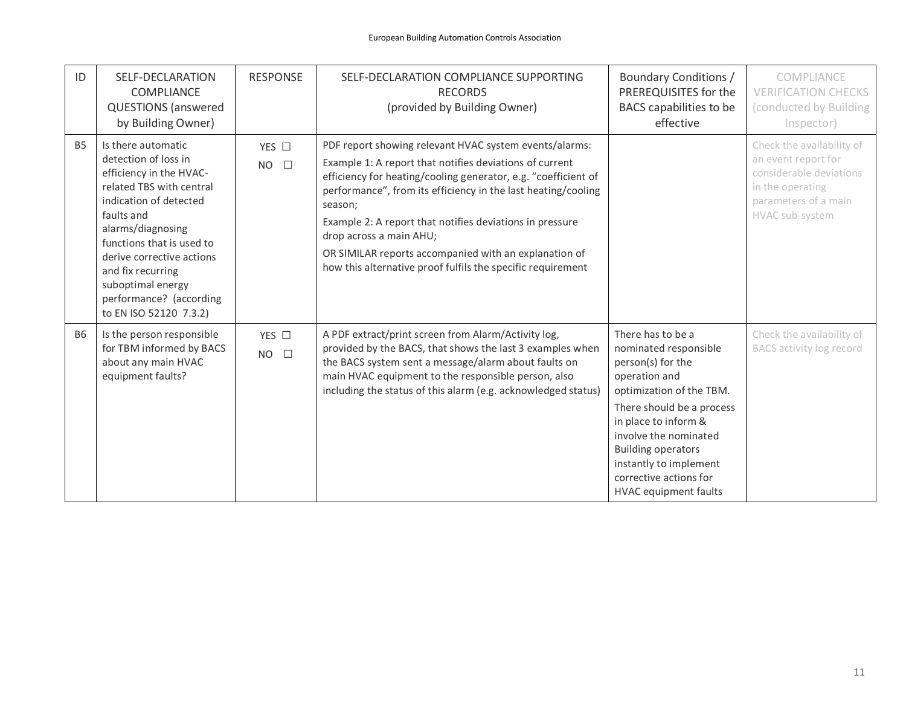| ID | SELF-DECLARATION COMPLIANCE QUESTIONS (answered by Building Owner) | RESPONSE | SELF-DECLARATION COMPLIANCE SUPPORTING RECORDS (provided by Building Owner) | Boundary Conditions / PREREQUISITES for the BACS capabilities to be effective | COMPLIANCE VERIFICATION CHECKS (conducted by Building Inspector) |
|---|---|---|---|---|---|
| B5 | Is there automatic detection of loss in efficiency in the HVAC-related TBS with central indication of detected faults and alarms/diagnosing functions that is used to derive corrective actions and fix recurring suboptimal energy performance? (according to EN ISO 52120 7.3.2) | YES ☐<br>NO ☐ | PDF report showing relevant HVAC system events/alarms:<br>Example 1: A report that notifies deviations of current efficiency for heating/cooling generator, e.g. "coefficient of performance", from its efficiency in the last heating/cooling season;<br>Example 2: A report that notifies deviations in pressure drop across a main AHU;<br>OR SIMILAR reports accompanied with an explanation of how this alternative proof fulfils the specific requirement | | Check the availability of an event report for considerable deviations in the operating parameters of a main HVAC sub-system |
| B6 | Is the person responsible for TBM informed by BACS about any main HVAC equipment faults? | YES ☐<br>NO ☐ | A PDF extract/print screen from Alarm/Activity log, provided by the BACS, that shows the last 3 examples when the BACS system sent a message/alarm about faults on main HVAC equipment to the responsible person, also including the status of this alarm (e.g. acknowledged status) | There has to be a nominated responsible person(s) for the operation and optimization of the TBM.<br>There should be a process in place to inform & involve the nominated Building operators instantly to implement corrective actions for HVAC equipment faults | Check the availability of BACS activity log record |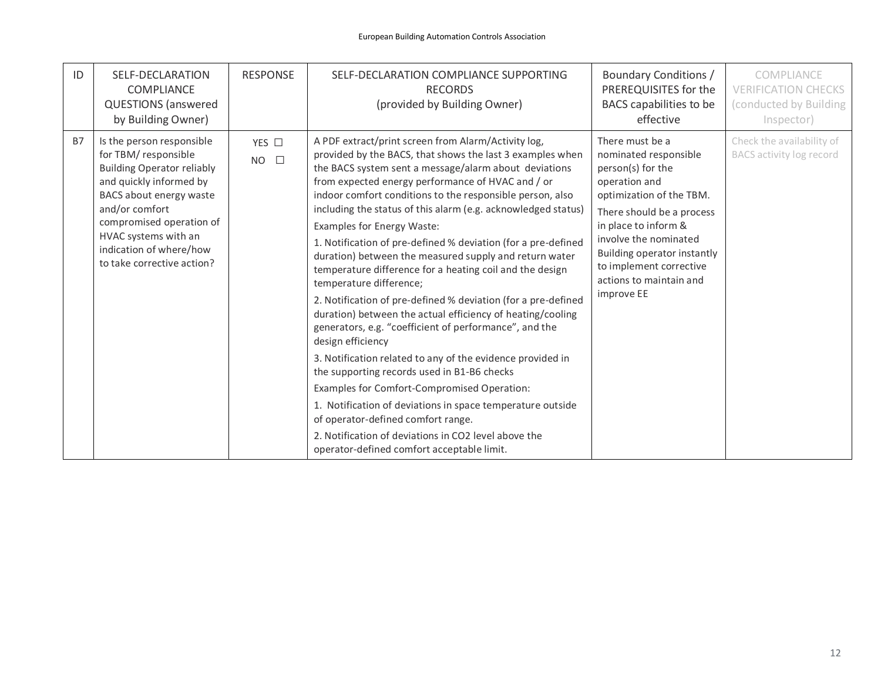| ID | SELF-DECLARATION COMPLIANCE QUESTIONS (answered by Building Owner) | RESPONSE | SELF-DECLARATION COMPLIANCE SUPPORTING RECORDS (provided by Building Owner) | Boundary Conditions / PREREQUISITES for the BACS capabilities to be effective | COMPLIANCE VERIFICATION CHECKS (conducted by Building Inspector) |
|---|---|---|---|---|---|
| B7 | Is the person responsible for TBM/ responsible Building Operator reliably and quickly informed by BACS about energy waste and/or comfort compromised operation of HVAC systems with an indication of where/how to take corrective action? | YES ☐<br>NO ☐ | A PDF extract/print screen from Alarm/Activity log, provided by the BACS, that shows the last 3 examples when the BACS system sent a message/alarm about deviations from expected energy performance of HVAC and / or indoor comfort conditions to the responsible person, also including the status of this alarm (e.g. acknowledged status)<br>Examples for Energy Waste:<br>1. Notification of pre-defined % deviation (for a pre-defined duration) between the measured supply and return water temperature difference for a heating coil and the design temperature difference;<br>2. Notification of pre-defined % deviation (for a pre-defined duration) between the actual efficiency of heating/cooling generators, e.g. "coefficient of performance", and the design efficiency<br>3. Notification related to any of the evidence provided in the supporting records used in B1-B6 checks<br>Examples for Comfort-Compromised Operation:<br>1. Notification of deviations in space temperature outside of operator-defined comfort range.<br>2. Notification of deviations in $CO_2$ level above the operator-defined comfort acceptable limit. | There must be a nominated responsible person(s) for the operation and optimization of the TBM.<br>There should be a process in place to inform & involve the nominated Building operator instantly to implement corrective actions to maintain and improve EE | Check the availability of BACS activity log record |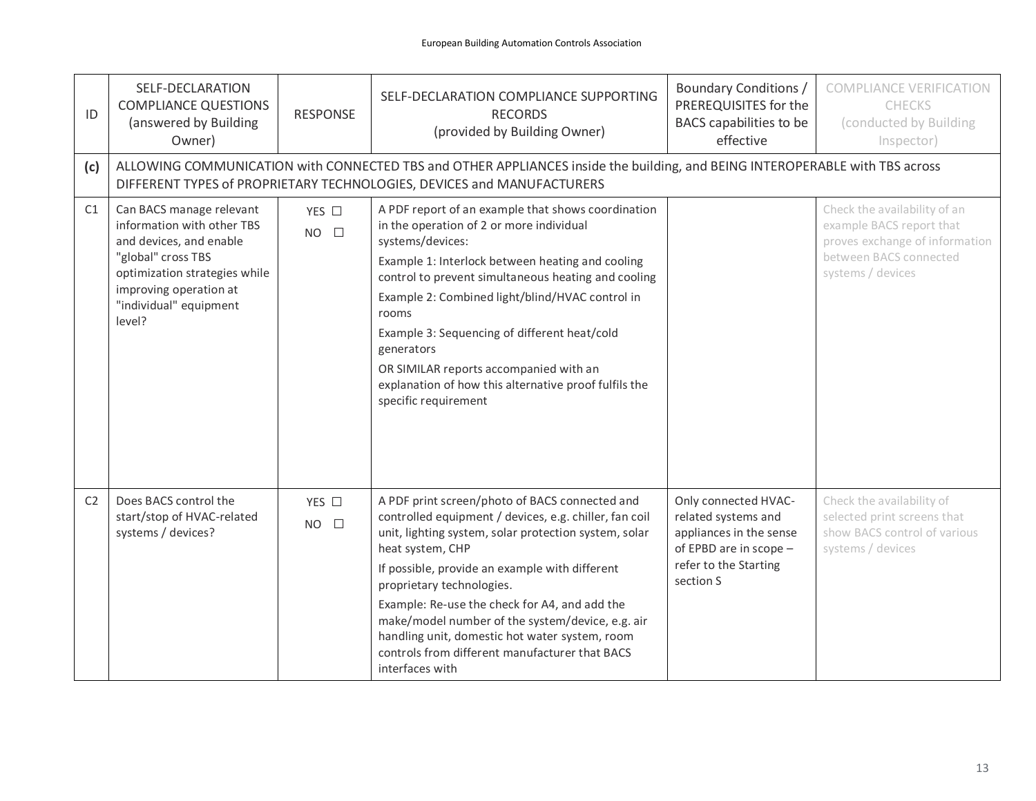| ID | SELF-DECLARATION COMPLIANCE QUESTIONS (answered by Building Owner) | RESPONSE | SELF-DECLARATION COMPLIANCE SUPPORTING RECORDS (provided by Building Owner) | Boundary Conditions / PREREQUISITES for the BACS capabilities to be effective | COMPLIANCE VERIFICATION CHECKS (conducted by Building Inspector) |
|---|---|---|---|---|---|
| **(c)** | ALLOWING COMMUNICATION with CONNECTED TBS and OTHER APPLIANCES inside the building, and BEING INTEROPERABLE with TBS across DIFFERENT TYPES of PROPRIETARY TECHNOLOGIES, DEVICES and MANUFACTURERS | | | | |
| C1 | Can BACS manage relevant information with other TBS and devices, and enable "global" cross TBS optimization strategies while improving operation at "individual" equipment level? | YES ☐ NO ☐ | A PDF report of an example that shows coordination in the operation of 2 or more individual systems/devices:<br>Example 1: Interlock between heating and cooling control to prevent simultaneous heating and cooling<br>Example 2: Combined light/blind/HVAC control in rooms<br>Example 3: Sequencing of different heat/cold generators<br>OR SIMILAR reports accompanied with an explanation of how this alternative proof fulfils the specific requirement | | Check the availability of an example BACS report that proves exchange of information between BACS connected systems / devices |
| C2 | Does BACS control the start/stop of HVAC-related systems / devices? | YES ☐ NO ☐ | A PDF print screen/photo of BACS connected and controlled equipment / devices, e.g. chiller, fan coil unit, lighting system, solar protection system, solar heat system, CHP<br>If possible, provide an example with different proprietary technologies.<br>Example: Re-use the check for A4, and add the make/model number of the system/device, e.g. air handling unit, domestic hot water system, room controls from different manufacturer that BACS interfaces with | Only connected HVAC-related systems and appliances in the sense of EPBD are in scope – refer to the Starting section S | Check the availability of selected print screens that show BACS control of various systems / devices |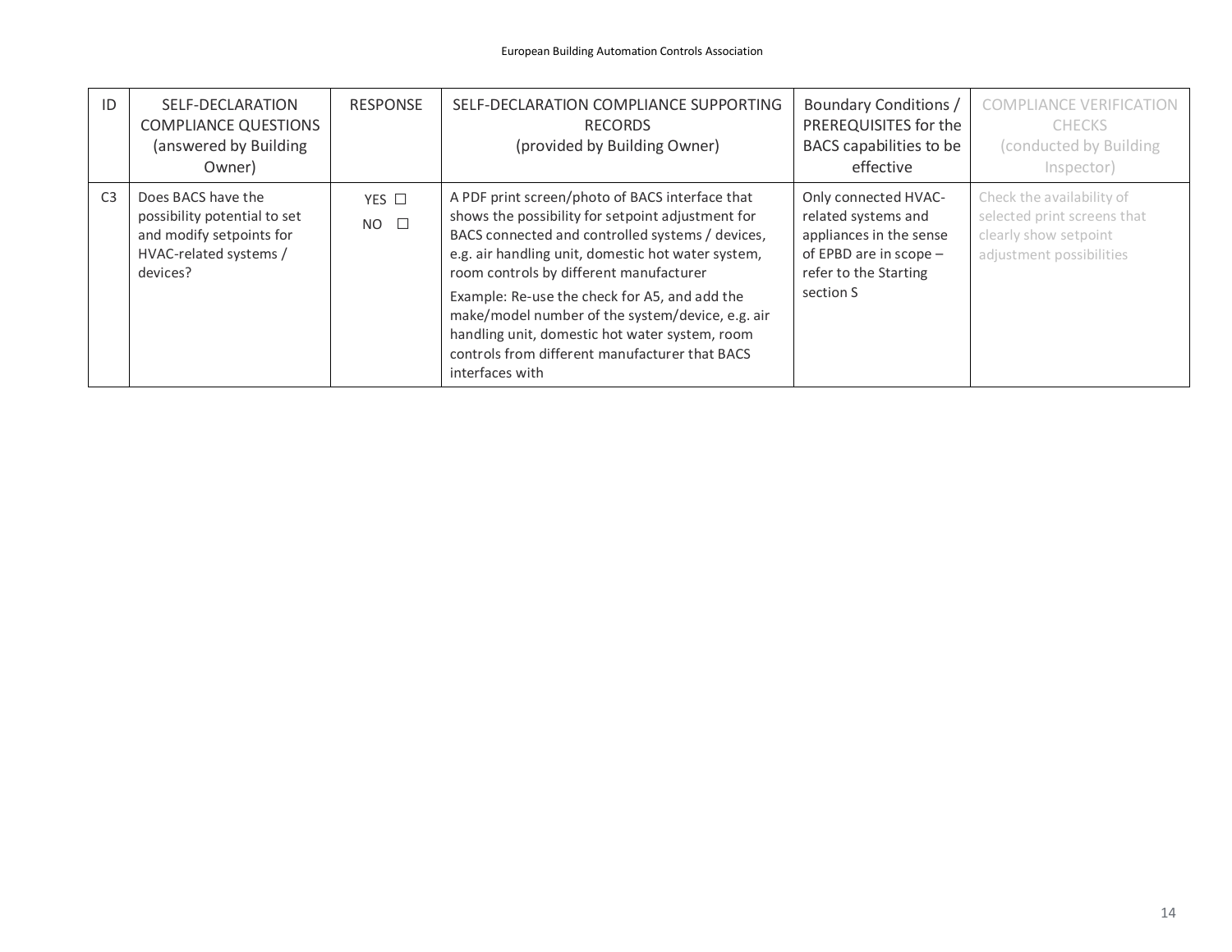| ID | SELF-DECLARATION COMPLIANCE QUESTIONS (answered by Building Owner) | RESPONSE | SELF-DECLARATION COMPLIANCE SUPPORTING RECORDS (provided by Building Owner) | Boundary Conditions / PREREQUISITES for the BACS capabilities to be effective | COMPLIANCE VERIFICATION CHECKS (conducted by Building Inspector) |
|---|---|---|---|---|---|
| C3 | Does BACS have the possibility potential to set and modify setpoints for HVAC-related systems / devices? | YES ☐ NO ☐ | A PDF print screen/photo of BACS interface that shows the possibility for setpoint adjustment for BACS connected and controlled systems / devices, e.g. air handling unit, domestic hot water system, room controls by different manufacturer<br>Example: Re-use the check for A5, and add the make/model number of the system/device, e.g. air handling unit, domestic hot water system, room controls from different manufacturer that BACS interfaces with | Only connected HVAC-related systems and appliances in the sense of EPBD are in scope – refer to the Starting section S | Check the availability of selected print screens that clearly show setpoint adjustment possibilities |